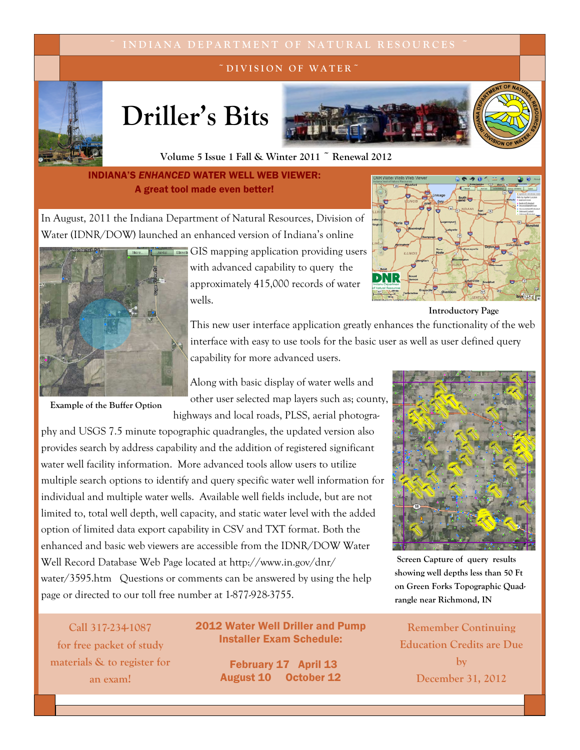~ INDIANA DEPARTMENT OF NATURAL RESOURCES ~

~ DIVISION OF WATER ~

# Driller's Bits

Volume 5 Issue 1 Fall & Winter 2011 ~ Renewal 2012

## INDIANA'S *ENHANCED* WATER WELL WEB VIEWER: A great tool made even better!

In August, 2011 the Indiana Department of Natural Resources, Division of Water (IDNR/DOW) launched an enhanced version of Indiana's online GIS mapping application providing users with advanced capability to query the approximately 415,000 records of water wells.

Introductory Page

This new user interface application greatly enhances the functionality of the web interface with easy to use tools for the basic user as well as user defined query capability for more advanced users.

Example of the Buffer Option

Along with basic display of water wells and other user selected map layers such as; county, highways and local roads, PLSS, aerial photography and USGS 7.5 minute topographic quadrangles, the updated version also provides search by address capability and the addition of registered significant water well facility information. More advanced tools allow users to utilize multiple search options to identify and query specific water well information for individual and multiple water wells. Available well fields include, but are not limited to, total well depth, well capacity, and static water level with the added option of limited data export capability in CSV and TXT format. Both the enhanced and basic web viewers are accessible from the IDNR/DOW Water Well Record Database Web Page located at http://www.in.gov/dnr/water/3595.htm Questions or comments can be answered by using the help page or directed to our toll free number at 1-877-928-3755.

Screen Capture of query results showing well depths less than 50 Ft on Green Forks Topographic Quadrangle near Richmond, IN

Call 317-234-1087 for free packet of study materials & to register for an exam!

**2012 Water Well Driller and Pump Installer Exam Schedule:**

**February 17 April 13**
**August 10 October 12**

Remember Continuing Education Credits are Due by December 31, 2012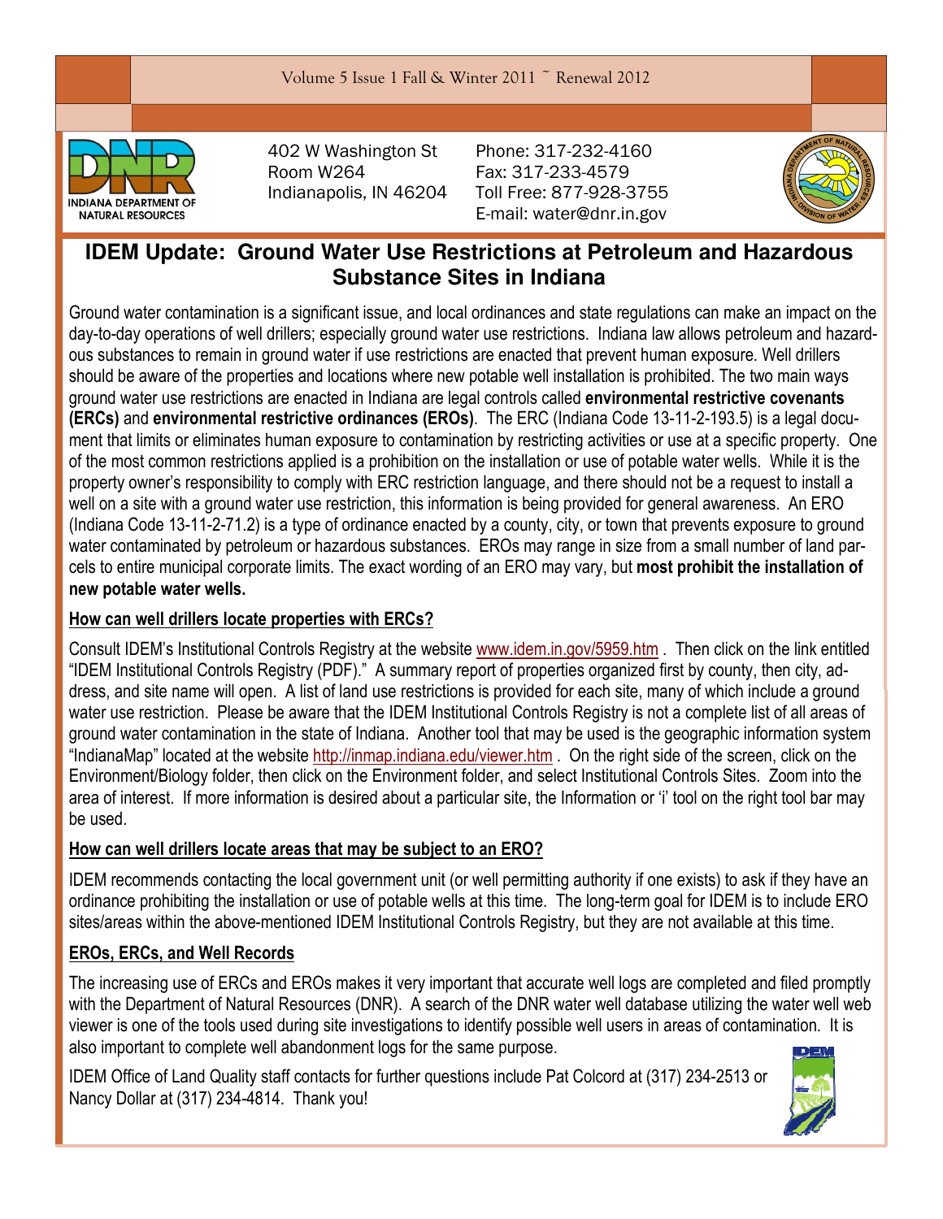INDIANA DEPARTMENT OF NATURAL RESOURCES

402 W Washington St
Room W264
Indianapolis, IN 46204

Phone: 317-232-4160
Fax: 317-233-4579
Toll Free: 877-928-3755
E-mail: water@dnr.in.gov

# IDEM Update: Ground Water Use Restrictions at Petroleum and Hazardous Substance Sites in Indiana

Ground water contamination is a significant issue, and local ordinances and state regulations can make an impact on the day-to-day operations of well drillers; especially ground water use restrictions. Indiana law allows petroleum and hazardous substances to remain in ground water if use restrictions are enacted that prevent human exposure. Well drillers should be aware of the properties and locations where new potable well installation is prohibited. The two main ways ground water use restrictions are enacted in Indiana are legal controls called **environmental restrictive covenants (ERCs)** and **environmental restrictive ordinances (EROs)**. The ERC (Indiana Code 13-11-2-193.5) is a legal document that limits or eliminates human exposure to contamination by restricting activities or use at a specific property. One of the most common restrictions applied is a prohibition on the installation or use of potable water wells. While it is the property owner's responsibility to comply with ERC restriction language, and there should not be a request to install a well on a site with a ground water use restriction, this information is being provided for general awareness. An ERO (Indiana Code 13-11-2-71.2) is a type of ordinance enacted by a county, city, or town that prevents exposure to ground water contaminated by petroleum or hazardous substances. EROs may range in size from a small number of land parcels to entire municipal corporate limits. The exact wording of an ERO may vary, but **most prohibit the installation of new potable water wells.**

## How can well drillers locate properties with ERCs?

Consult IDEM's Institutional Controls Registry at the website www.idem.in.gov/5959.htm . Then click on the link entitled "IDEM Institutional Controls Registry (PDF)." A summary report of properties organized first by county, then city, address, and site name will open. A list of land use restrictions is provided for each site, many of which include a ground water use restriction. Please be aware that the IDEM Institutional Controls Registry is not a complete list of all areas of ground water contamination in the state of Indiana. Another tool that may be used is the geographic information system "IndianaMap" located at the website http://inmap.indiana.edu/viewer.htm . On the right side of the screen, click on the Environment/Biology folder, then click on the Environment folder, and select Institutional Controls Sites. Zoom into the area of interest. If more information is desired about a particular site, the Information or 'i' tool on the right tool bar may be used.

## How can well drillers locate areas that may be subject to an ERO?

IDEM recommends contacting the local government unit (or well permitting authority if one exists) to ask if they have an ordinance prohibiting the installation or use of potable wells at this time. The long-term goal for IDEM is to include ERO sites/areas within the above-mentioned IDEM Institutional Controls Registry, but they are not available at this time.

## EROs, ERCs, and Well Records

The increasing use of ERCs and EROs makes it very important that accurate well logs are completed and filed promptly with the Department of Natural Resources (DNR). A search of the DNR water well database utilizing the water well web viewer is one of the tools used during site investigations to identify possible well users in areas of contamination. It is also important to complete well abandonment logs for the same purpose.

IDEM Office of Land Quality staff contacts for further questions include Pat Colcord at (317) 234-2513 or Nancy Dollar at (317) 234-4814. Thank you!